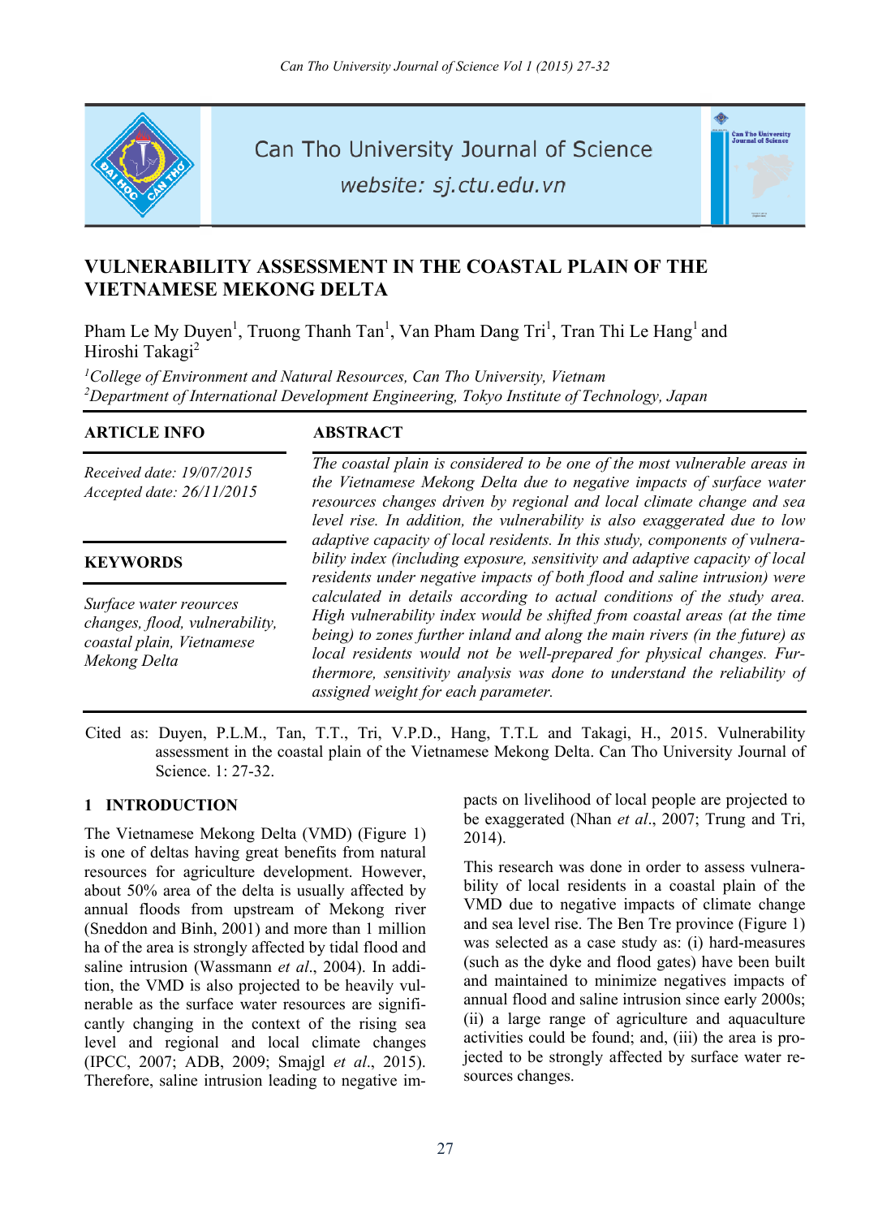# VULNERABILITY ASSESSMENT IN THE COASTAL PLAIN OF THE VIETNAMESE MEKONG DELTA

Pham Le My Duyen[1], Truong Thanh Tan[1], Van Pham Dang Tri[1], Tran Thi Le Hang[1] and Hiroshi Takagi[2]

*[1]College of Environment and Natural Resources, Can Tho University, Vietnam*
*[2]Department of International Development Engineering, Tokyo Institute of Technology, Japan*

### ARTICLE INFO

*Received date: 19/07/2015*
*Accepted date: 26/11/2015*

### KEYWORDS

*Surface water reources changes, flood, vulnerability, coastal plain, Vietnamese Mekong Delta*

### ABSTRACT

*The coastal plain is considered to be one of the most vulnerable areas in the Vietnamese Mekong Delta due to negative impacts of surface water resources changes driven by regional and local climate change and sea level rise. In addition, the vulnerability is also exaggerated due to low adaptive capacity of local residents. In this study, components of vulnerability index (including exposure, sensitivity and adaptive capacity of local residents under negative impacts of both flood and saline intrusion) were calculated in details according to actual conditions of the study area. High vulnerability index would be shifted from coastal areas (at the time being) to zones further inland and along the main rivers (in the future) as local residents would not be well-prepared for physical changes. Furthermore, sensitivity analysis was done to understand the reliability of assigned weight for each parameter.*

Cited as: Duyen, P.L.M., Tan, T.T., Tri, V.P.D., Hang, T.T.L and Takagi, H., 2015. Vulnerability assessment in the coastal plain of the Vietnamese Mekong Delta. Can Tho University Journal of Science. 1: 27-32.

## 1 INTRODUCTION

The Vietnamese Mekong Delta (VMD) (Figure 1) is one of deltas having great benefits from natural resources for agriculture development. However, about 50% area of the delta is usually affected by annual floods from upstream of Mekong river (Sneddon and Binh, 2001) and more than 1 million ha of the area is strongly affected by tidal flood and saline intrusion (Wassmann *et al*., 2004). In addition, the VMD is also projected to be heavily vulnerable as the surface water resources are significantly changing in the context of the rising sea level and regional and local climate changes (IPCC, 2007; ADB, 2009; Smajgl *et al*., 2015). Therefore, saline intrusion leading to negative impacts on livelihood of local people are projected to be exaggerated (Nhan *et al*., 2007; Trung and Tri, 2014).

This research was done in order to assess vulnerability of local residents in a coastal plain of the VMD due to negative impacts of climate change and sea level rise. The Ben Tre province (Figure 1) was selected as a case study as: (i) hard-measures (such as the dyke and flood gates) have been built and maintained to minimize negatives impacts of annual flood and saline intrusion since early 2000s; (ii) a large range of agriculture and aquaculture activities could be found; and, (iii) the area is projected to be strongly affected by surface water resources changes.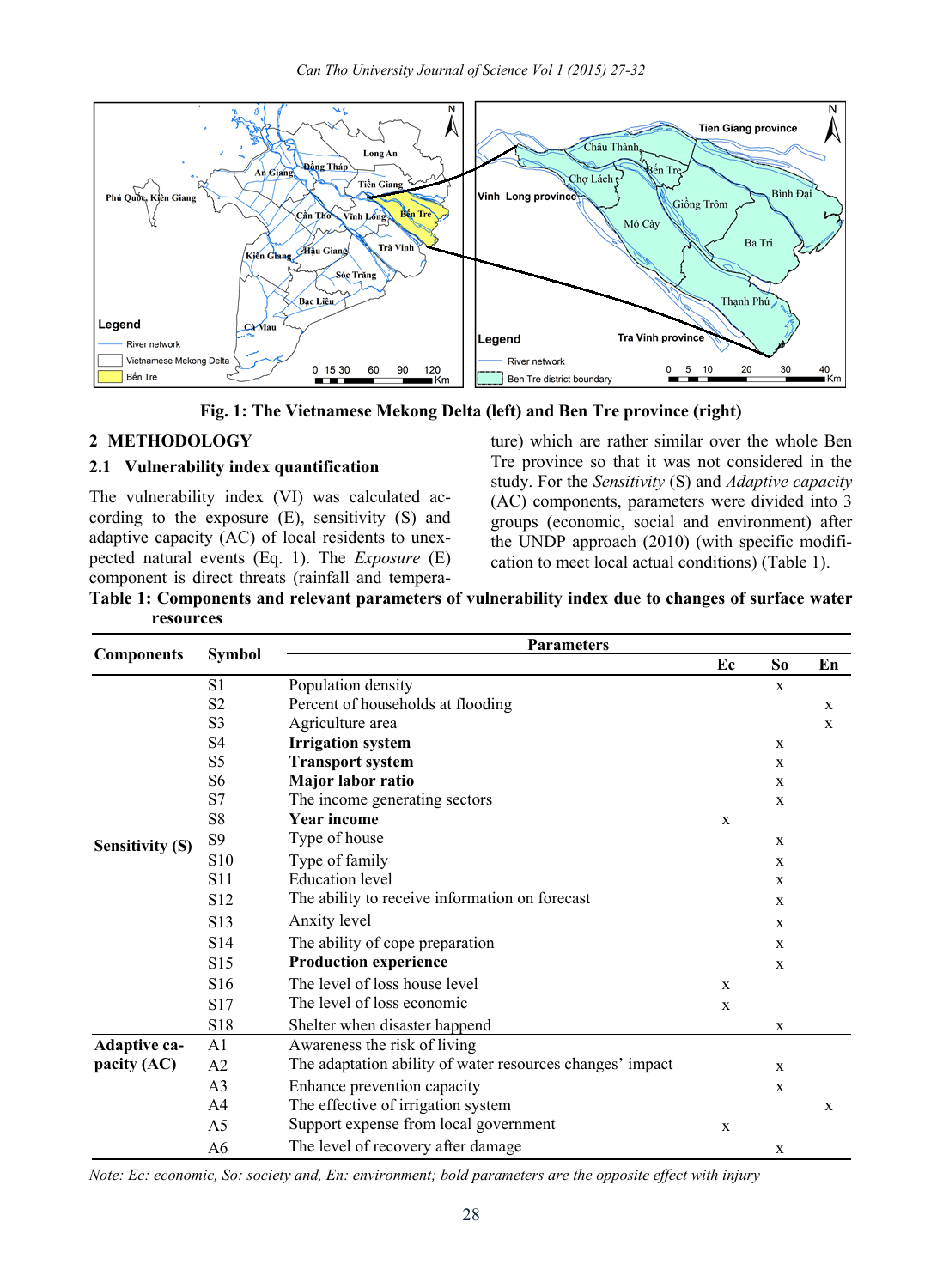Fig. 1: The Vietnamese Mekong Delta (left) and Ben Tre province (right)

## 2 METHODOLOGY

### 2.1 Vulnerability index quantification

The vulnerability index (VI) was calculated according to the exposure (E), sensitivity (S) and adaptive capacity (AC) of local residents to unexpected natural events (Eq. 1). The *Exposure* (E) component is direct threats (rainfall and temperature) which are rather similar over the whole Ben Tre province so that it was not considered in the study. For the *Sensitivity* (S) and *Adaptive capacity* (AC) components, parameters were divided into 3 groups (economic, social and environment) after the UNDP approach (2010) (with specific modification to meet local actual conditions) (Table 1).

**Table 1: Components and relevant parameters of vulnerability index due to changes of surface water resources**

| Components | Symbol | Parameters | Ec | So | En |
|---|---|---|---|---|---|
| Sensitivity (S) | S1 | Population density | | x | |
| | S2 | Percent of households at flooding | | | x |
| | S3 | Agriculture area | | | x |
| | S4 | **Irrigation system** | | x | |
| | S5 | **Transport system** | | x | |
| | S6 | **Major labor ratio** | | x | |
| | S7 | The income generating sectors | | x | |
| | S8 | **Year income** | x | | |
| | S9 | Type of house | | x | |
| | S10 | Type of family | | x | |
| | S11 | Education level | | x | |
| | S12 | The ability to receive information on forecast | | x | |
| | S13 | Anxity level | | x | |
| | S14 | The ability of cope preparation | | x | |
| | S15 | **Production experience** | | x | |
| | S16 | The level of loss house level | x | | |
| | S17 | The level of loss economic | x | | |
| | S18 | Shelter when disaster happend | | x | |
| Adaptive capacity (AC) | A1 | Awareness the risk of living | | | |
| | A2 | The adaptation ability of water resources changes' impact | | x | |
| | A3 | Enhance prevention capacity | | x | |
| | A4 | The effective of irrigation system | | | x |
| | A5 | Support expense from local government | x | | |
| | A6 | The level of recovery after damage | | x | |

*Note: Ec: economic, So: society and, En: environment; bold parameters are the opposite effect with injury*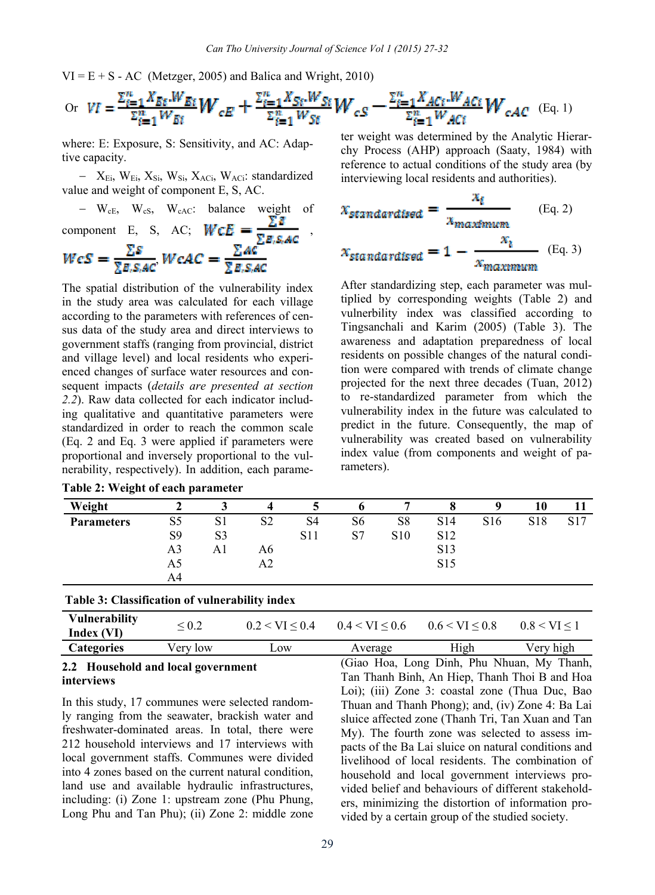VI = E + S - AC (Metzger, 2005) and Balica and Wright, 2010)

$$\text{Or } VI = \frac{\sum_{i=1}^{n} X_{Ei}.W_{Ei}}{\sum_{i=1}^{n} W_{Ei}} W_{cE} + \frac{\sum_{i=1}^{n} X_{Si}.W_{Si}}{\sum_{i=1}^{n} W_{Si}} W_{cS} - \frac{\sum_{i=1}^{n} X_{ACi}.W_{ACi}}{\sum_{i=1}^{n} W_{ACi}} W_{cAC} \quad \text{(Eq. 1)}$$

where: E: Exposure, S: Sensitivity, and AC: Adaptive capacity.

– $X_{Ei}$, $W_{Ei}$, $X_{Si}$, $W_{Si}$, $X_{ACi}$, $W_{ACi}$: standardized value and weight of component E, S, AC.

– $W_{cE}$, $W_{cS}$, $W_{cAC}$: balance weight of component E, S, AC; $WcE = \frac{\sum E}{\sum E,S,AC}$, $WcS = \frac{\sum S}{\sum E,S,AC}$, $WcAC = \frac{\sum AC}{\sum E,S,AC}$

The spatial distribution of the vulnerability index in the study area was calculated for each village according to the parameters with references of census data of the study area and direct interviews to government staffs (ranging from provincial, district and village level) and local residents who experienced changes of surface water resources and consequent impacts (*details are presented at section 2.2*). Raw data collected for each indicator including qualitative and quantitative parameters were standardized in order to reach the common scale (Eq. 2 and Eq. 3 were applied if parameters were proportional and inversely proportional to the vulnerability, respectively). In addition, each parameter weight was determined by the Analytic Hierarchy Process (AHP) approach (Saaty, 1984) with reference to actual conditions of the study area (by interviewing local residents and authorities).

$$x_{standardised} = \frac{x_i}{x_{maximum}} \quad \text{(Eq. 2)}$$

$$x_{standardised} = 1 - \frac{x_i}{x_{maximum}} \quad \text{(Eq. 3)}$$

After standardizing step, each parameter was multiplied by corresponding weights (Table 2) and vulnerbility index was classified according to Tingsanchali and Karim (2005) (Table 3). The awareness and adaptation preparedness of local residents on possible changes of the natural condition were compared with trends of climate change projected for the next three decades (Tuan, 2012) to re-standardized parameter from which the vulnerability index in the future was calculated to predict in the future. Consequently, the map of vulnerability was created based on vulnerability index value (from components and weight of parameters).

**Table 2: Weight of each parameter**

| Weight | 2 | 3 | 4 | 5 | 6 | 7 | 8 | 9 | 10 | 11 |
|---|---|---|---|---|---|---|---|---|---|---|
| Parameters | S5 | S1 | S2 | S4 | S6 | S8 | S14 | S16 | S18 | S17 |
| | S9 | S3 | | S11 | S7 | S10 | S12 | | | |
| | A3 | A1 | A6 | | | | S13 | | | |
| | A5 | | A2 | | | | S15 | | | |
| | A4 | | | | | | | | | |

**Table 3: Classification of vulnerability index**

| Vulnerability Index (VI) | ≤ 0.2 | 0.2 < VI ≤ 0.4 | 0.4 < VI ≤ 0.6 | 0.6 < VI ≤ 0.8 | 0.8 < VI ≤ 1 |
|---|---|---|---|---|---|
| Categories | Very low | Low | Average | High | Very high |

### 2.2 Household and local government interviews

In this study, 17 communes were selected randomly ranging from the seawater, brackish water and freshwater-dominated areas. In total, there were 212 household interviews and 17 interviews with local government staffs. Communes were divided into 4 zones based on the current natural condition, land use and available hydraulic infrastructures, including: (i) Zone 1: upstream zone (Phu Phung, Long Phu and Tan Phu); (ii) Zone 2: middle zone (Giao Hoa, Long Dinh, Phu Nhuan, My Thanh, Tan Thanh Binh, An Hiep, Thanh Thoi B and Hoa Loi); (iii) Zone 3: coastal zone (Thua Duc, Bao Thuan and Thanh Phong); and, (iv) Zone 4: Ba Lai sluice affected zone (Thanh Tri, Tan Xuan and Tan My). The fourth zone was selected to assess impacts of the Ba Lai sluice on natural conditions and livelihood of local residents. The combination of household and local government interviews provided belief and behaviours of different stakeholders, minimizing the distortion of information provided by a certain group of the studied society.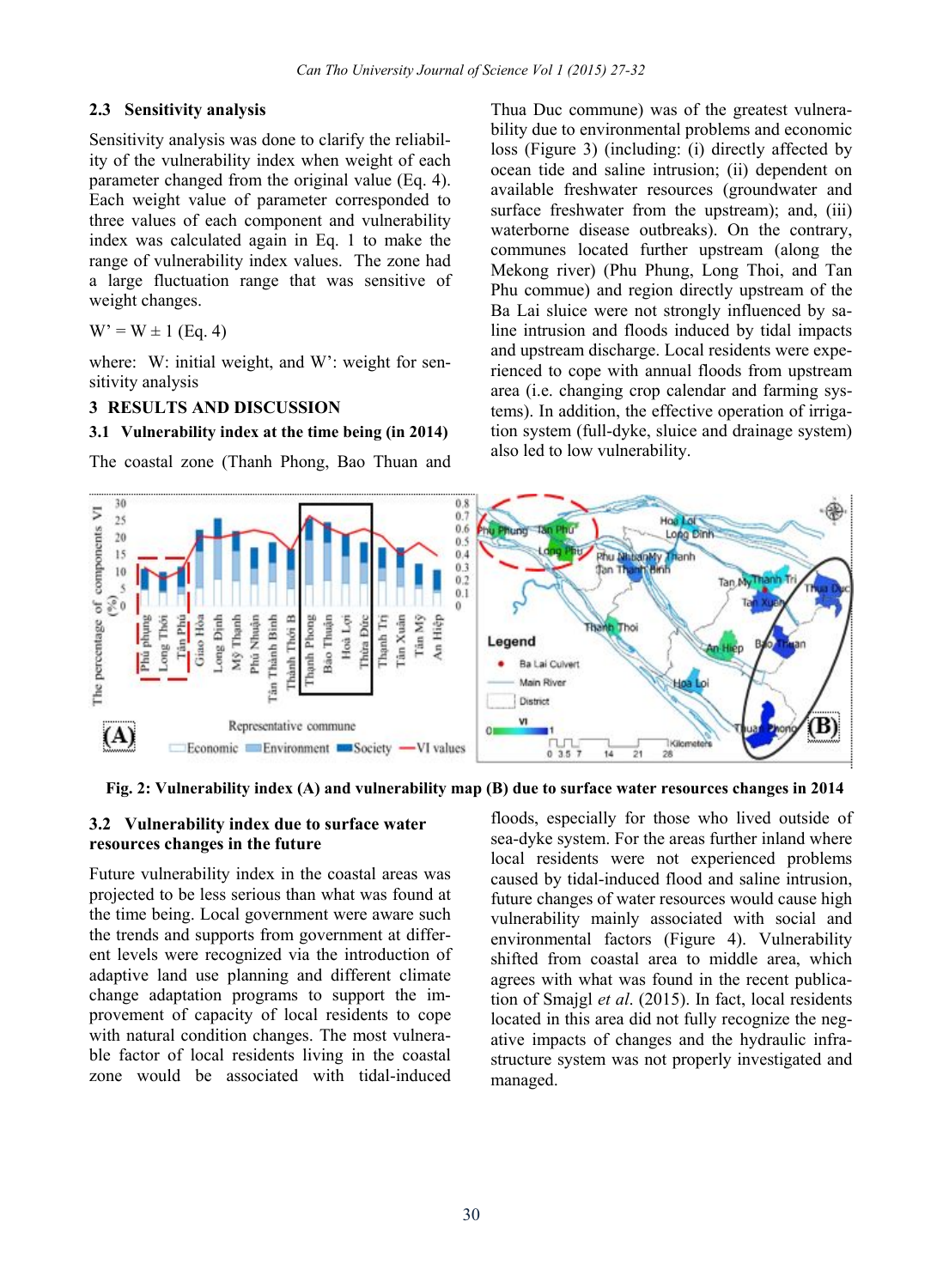### 2.3 Sensitivity analysis

Sensitivity analysis was done to clarify the reliability of the vulnerability index when weight of each parameter changed from the original value (Eq. 4). Each weight value of parameter corresponded to three values of each component and vulnerability index was calculated again in Eq. 1 to make the range of vulnerability index values. The zone had a large fluctuation range that was sensitive of weight changes.

$W' = W \pm 1$ (Eq. 4)

where: W: initial weight, and W': weight for sensitivity analysis

## 3 RESULTS AND DISCUSSION

### 3.1 Vulnerability index at the time being (in 2014)

The coastal zone (Thanh Phong, Bao Thuan and Thua Duc commune) was of the greatest vulnerability due to environmental problems and economic loss (Figure 3) (including: (i) directly affected by ocean tide and saline intrusion; (ii) dependent on available freshwater resources (groundwater and surface freshwater from the upstream); and, (iii) waterborne disease outbreaks). On the contrary, communes located further upstream (along the Mekong river) (Phu Phung, Long Thoi, and Tan Phu commue) and region directly upstream of the Ba Lai sluice were not strongly influenced by saline intrusion and floods induced by tidal impacts and upstream discharge. Local residents were experienced to cope with annual floods from upstream area (i.e. changing crop calendar and farming systems). In addition, the effective operation of irrigation system (full-dyke, sluice and drainage system) also led to low vulnerability.

**Fig. 2: Vulnerability index (A) and vulnerability map (B) due to surface water resources changes in 2014**

### 3.2 Vulnerability index due to surface water resources changes in the future

Future vulnerability index in the coastal areas was projected to be less serious than what was found at the time being. Local government were aware such the trends and supports from government at different levels were recognized via the introduction of adaptive land use planning and different climate change adaptation programs to support the improvement of capacity of local residents to cope with natural condition changes. The most vulnerable factor of local residents living in the coastal zone would be associated with tidal-induced floods, especially for those who lived outside of sea-dyke system. For the areas further inland where local residents were not experienced problems caused by tidal-induced flood and saline intrusion, future changes of water resources would cause high vulnerability mainly associated with social and environmental factors (Figure 4). Vulnerability shifted from coastal area to middle area, which agrees with what was found in the recent publication of Smajgl *et al*. (2015). In fact, local residents located in this area did not fully recognize the negative impacts of changes and the hydraulic infrastructure system was not properly investigated and managed.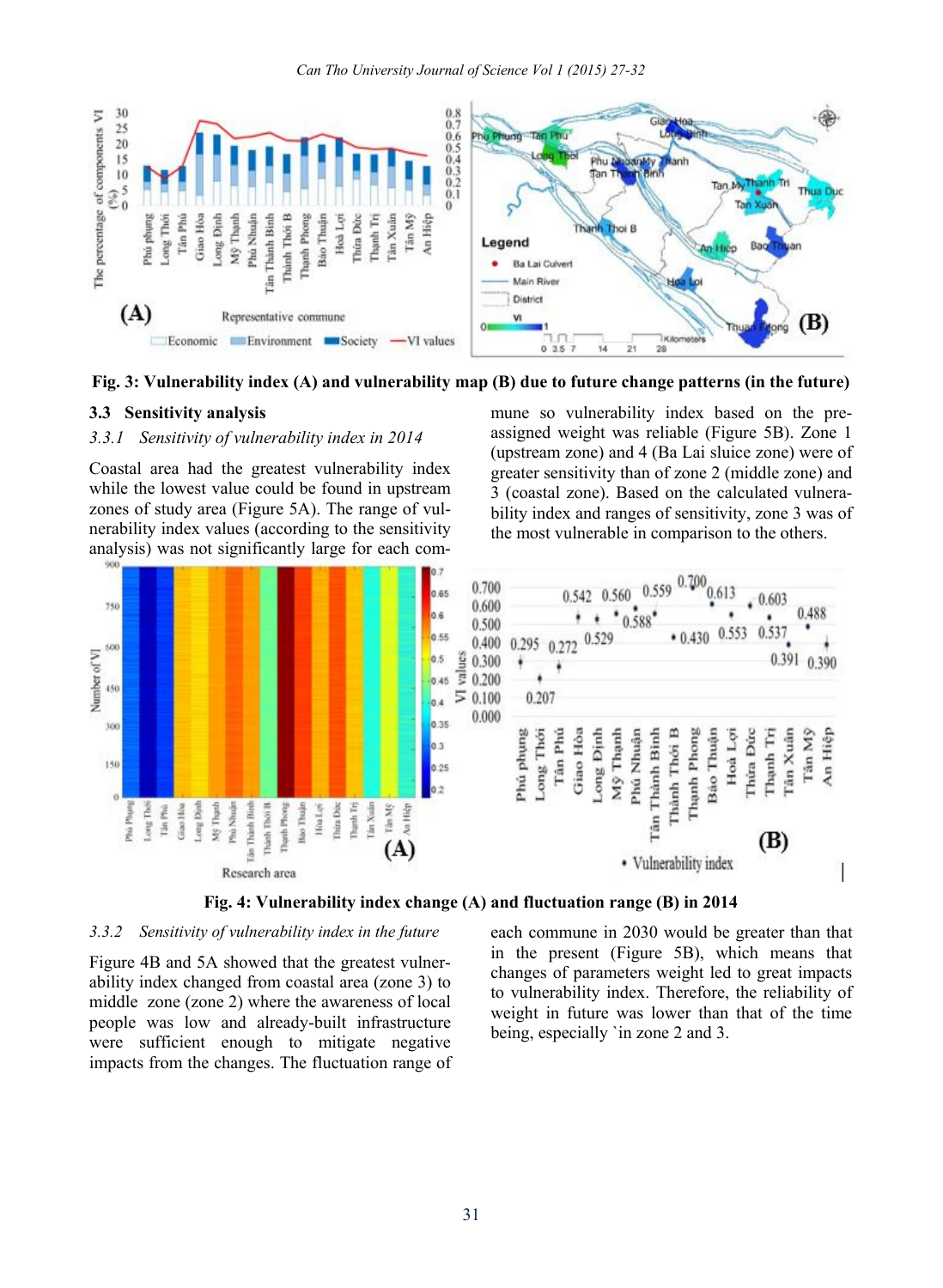Fig. 3: Vulnerability index (A) and vulnerability map (B) due to future change patterns (in the future)

### 3.3 Sensitivity analysis

*3.3.1 Sensitivity of vulnerability index in 2014*

Coastal area had the greatest vulnerability index while the lowest value could be found in upstream zones of study area (Figure 5A). The range of vulnerability index values (according to the sensitivity analysis) was not significantly large for each commune so vulnerability index based on the pre-assigned weight was reliable (Figure 5B). Zone 1 (upstream zone) and 4 (Ba Lai sluice zone) were of greater sensitivity than of zone 2 (middle zone) and 3 (coastal zone). Based on the calculated vulnerability index and ranges of sensitivity, zone 3 was of the most vulnerable in comparison to the others.

Fig. 4: Vulnerability index change (A) and fluctuation range (B) in 2014

*3.3.2 Sensitivity of vulnerability index in the future*

Figure 4B and 5A showed that the greatest vulnerability index changed from coastal area (zone 3) to middle zone (zone 2) where the awareness of local people was low and already-built infrastructure were sufficient enough to mitigate negative impacts from the changes. The fluctuation range of each commune in 2030 would be greater than that in the present (Figure 5B), which means that changes of parameters weight led to great impacts to vulnerability index. Therefore, the reliability of weight in future was lower than that of the time being, especially `in zone 2 and 3.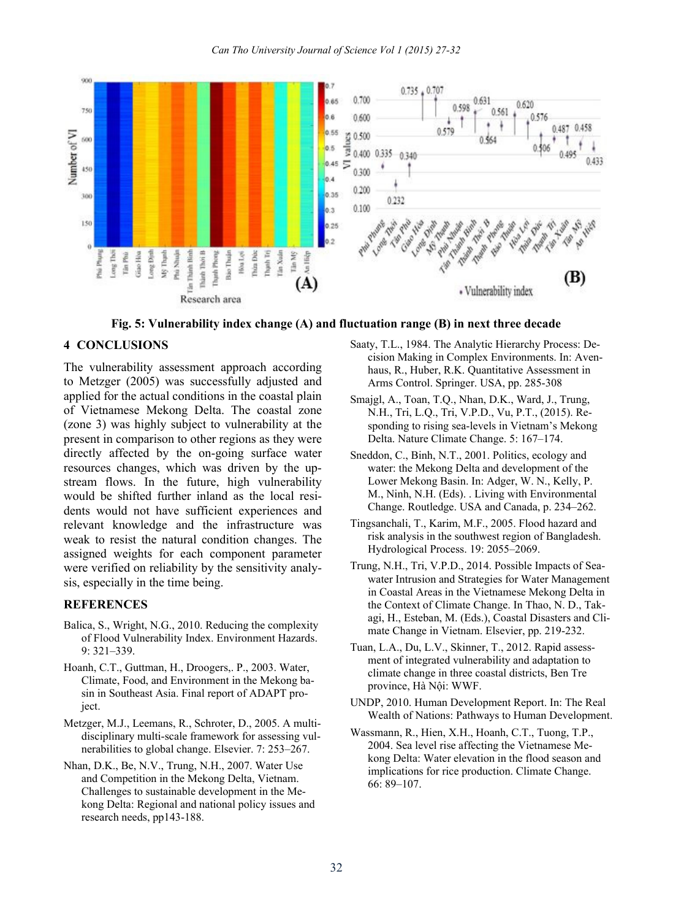Number of VI

900
750
600
450
300
150
0

Phú Phụng
Long Thới
Tân Phú
Giao Hòa
Long Định
Mỹ Thạnh
Phú Nhuận
Tân Thành Bình
Thành Thới B
Thạnh Phong
Bảo Thuận
Hòa Lợi
Thừa Đức
Thạnh Trị
Tân Xuân
Tân Mỹ
An Hiệp

Research area

(A)

0.7
0.65
0.6
0.55
0.5
0.45
0.4
0.35
0.3
0.25
0.2

VI values

0.700
0.600
0.500
0.400
0.300
0.200
0.100

0.735
0.707
0.598
0.631
0.561
0.620
0.576
0.487
0.458
0.335
0.340
0.579
0.564
0.506
0.495
0.433
0.232

Phú Phụng
Long Thới
Tân Phú
Giao Hòa
Long Định
Mỹ Thạnh
Phú Nhuận
Tân Thành Bình
Thành Thới B
Thạnh Phong
Bảo Thuận
Hòa Lợi
Thừa Đức
Thạnh Trị
Tân Xuân
Tân Mỹ
An Hiệp

• Vulnerability index

(B)

**Fig. 5: Vulnerability index change (A) and fluctuation range (B) in next three decade**

## 4 CONCLUSIONS

The vulnerability assessment approach according to Metzger (2005) was successfully adjusted and applied for the actual conditions in the coastal plain of Vietnamese Mekong Delta. The coastal zone (zone 3) was highly subject to vulnerability at the present in comparison to other regions as they were directly affected by the on-going surface water resources changes, which was driven by the up-stream flows. In the future, high vulnerability would be shifted further inland as the local residents would not have sufficient experiences and relevant knowledge and the infrastructure was weak to resist the natural condition changes. The assigned weights for each component parameter were verified on reliability by the sensitivity analysis, especially in the time being.

## REFERENCES

Balica, S., Wright, N.G., 2010. Reducing the complexity of Flood Vulnerability Index. Environment Hazards. 9: 321–339.

Hoanh, C.T., Guttman, H., Droogers,. P., 2003. Water, Climate, Food, and Environment in the Mekong basin in Southeast Asia. Final report of ADAPT project.

Metzger, M.J., Leemans, R., Schroter, D., 2005. A multi-disciplinary multi-scale framework for assessing vulnerabilities to global change. Elsevier. 7: 253–267.

Nhan, D.K., Be, N.V., Trung, N.H., 2007. Water Use and Competition in the Mekong Delta, Vietnam. Challenges to sustainable development in the Mekong Delta: Regional and national policy issues and research needs, pp143-188.

Saaty, T.L., 1984. The Analytic Hierarchy Process: Decision Making in Complex Environments. In: Avenhaus, R., Huber, R.K. Quantitative Assessment in Arms Control. Springer. USA, pp. 285-308

Smajgl, A., Toan, T.Q., Nhan, D.K., Ward, J., Trung, N.H., Tri, L.Q., Tri, V.P.D., Vu, P.T., (2015). Responding to rising sea-levels in Vietnam's Mekong Delta. Nature Climate Change. 5: 167–174.

Sneddon, C., Binh, N.T., 2001. Politics, ecology and water: the Mekong Delta and development of the Lower Mekong Basin. In: Adger, W. N., Kelly, P. M., Ninh, N.H. (Eds). . Living with Environmental Change. Routledge. USA and Canada, p. 234–262.

Tingsanchali, T., Karim, M.F., 2005. Flood hazard and risk analysis in the southwest region of Bangladesh. Hydrological Process. 19: 2055–2069.

Trung, N.H., Tri, V.P.D., 2014. Possible Impacts of Seawater Intrusion and Strategies for Water Management in Coastal Areas in the Vietnamese Mekong Delta in the Context of Climate Change. In Thao, N. D., Takagi, H., Esteban, M. (Eds.), Coastal Disasters and Climate Change in Vietnam. Elsevier, pp. 219-232.

Tuan, L.A., Du, L.V., Skinner, T., 2012. Rapid assessment of integrated vulnerability and adaptation to climate change in three coastal districts, Ben Tre province, Hà Nội: WWF.

UNDP, 2010. Human Development Report. In: The Real Wealth of Nations: Pathways to Human Development.

Wassmann, R., Hien, X.H., Hoanh, C.T., Tuong, T.P., 2004. Sea level rise affecting the Vietnamese Mekong Delta: Water elevation in the flood season and implications for rice production. Climate Change. 66: 89–107.